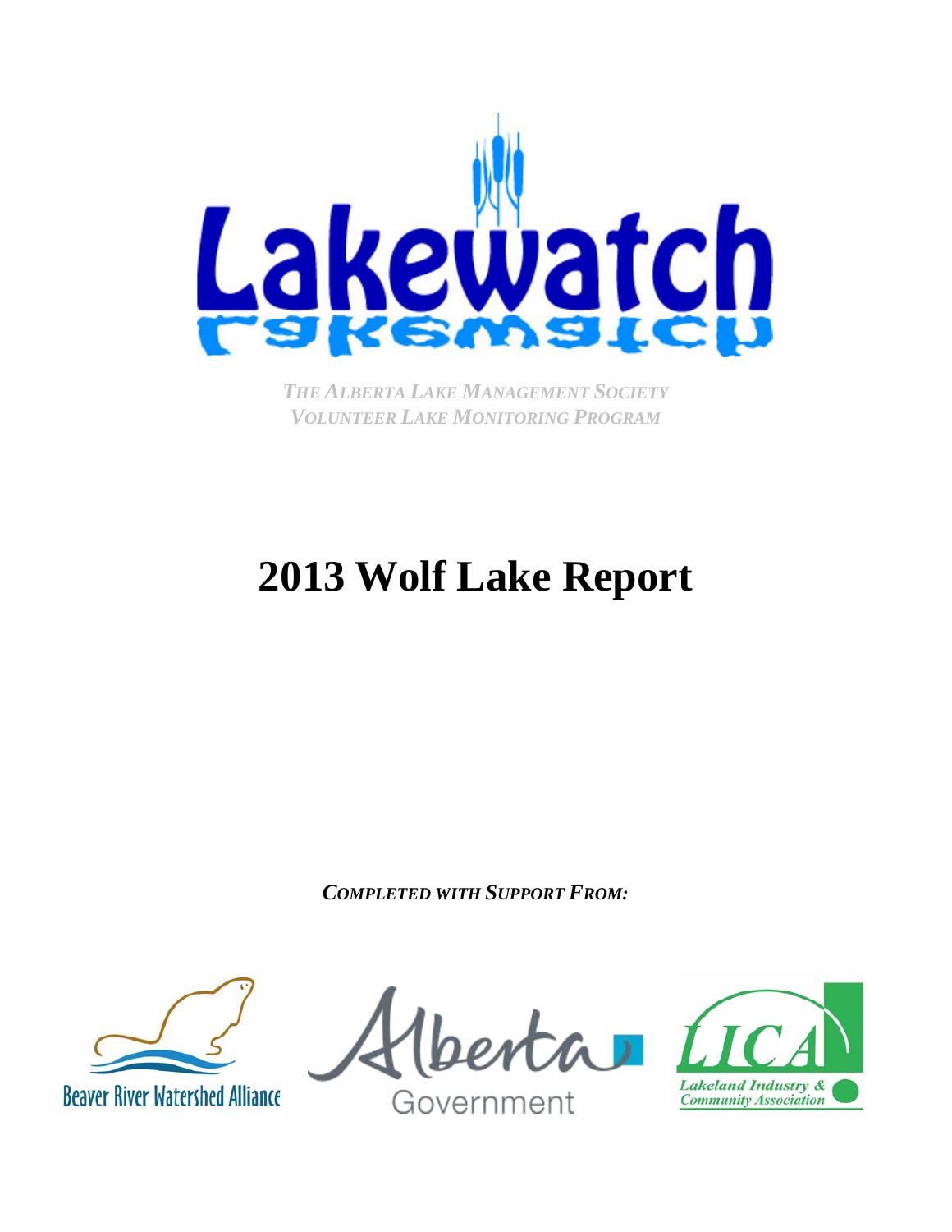Lakewatch

*THE ALBERTA LAKE MANAGEMENT SOCIETY*
*VOLUNTEER LAKE MONITORING PROGRAM*

# 2013 Wolf Lake Report

***COMPLETED WITH SUPPORT FROM:***

Beaver River Watershed Alliance

Alberta Government

LICA Lakeland Industry & Community Association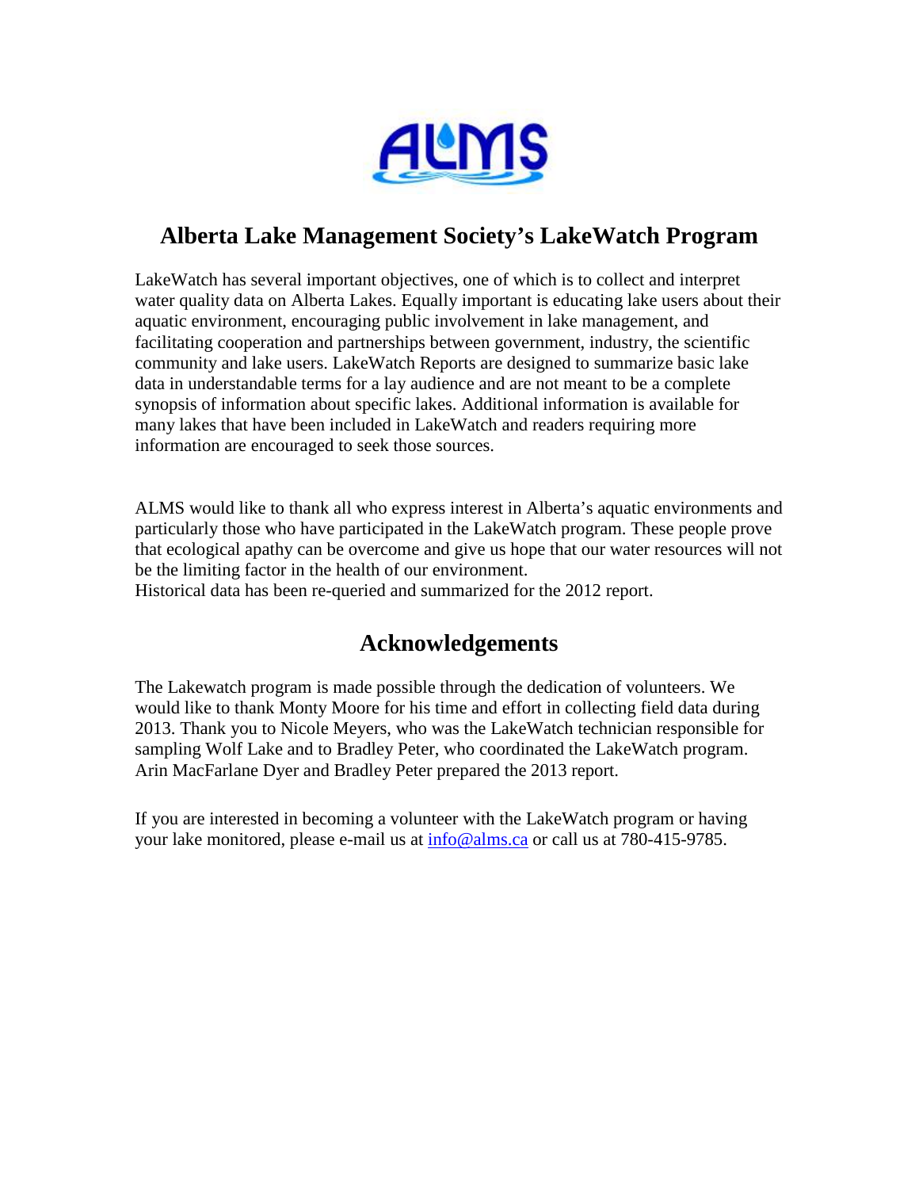# Alberta Lake Management Society's LakeWatch Program

LakeWatch has several important objectives, one of which is to collect and interpret water quality data on Alberta Lakes. Equally important is educating lake users about their aquatic environment, encouraging public involvement in lake management, and facilitating cooperation and partnerships between government, industry, the scientific community and lake users. LakeWatch Reports are designed to summarize basic lake data in understandable terms for a lay audience and are not meant to be a complete synopsis of information about specific lakes. Additional information is available for many lakes that have been included in LakeWatch and readers requiring more information are encouraged to seek those sources.

ALMS would like to thank all who express interest in Alberta's aquatic environments and particularly those who have participated in the LakeWatch program. These people prove that ecological apathy can be overcome and give us hope that our water resources will not be the limiting factor in the health of our environment.
Historical data has been re-queried and summarized for the 2012 report.

## Acknowledgements

The Lakewatch program is made possible through the dedication of volunteers. We would like to thank Monty Moore for his time and effort in collecting field data during 2013. Thank you to Nicole Meyers, who was the LakeWatch technician responsible for sampling Wolf Lake and to Bradley Peter, who coordinated the LakeWatch program. Arin MacFarlane Dyer and Bradley Peter prepared the 2013 report.

If you are interested in becoming a volunteer with the LakeWatch program or having your lake monitored, please e-mail us at info@alms.ca or call us at 780-415-9785.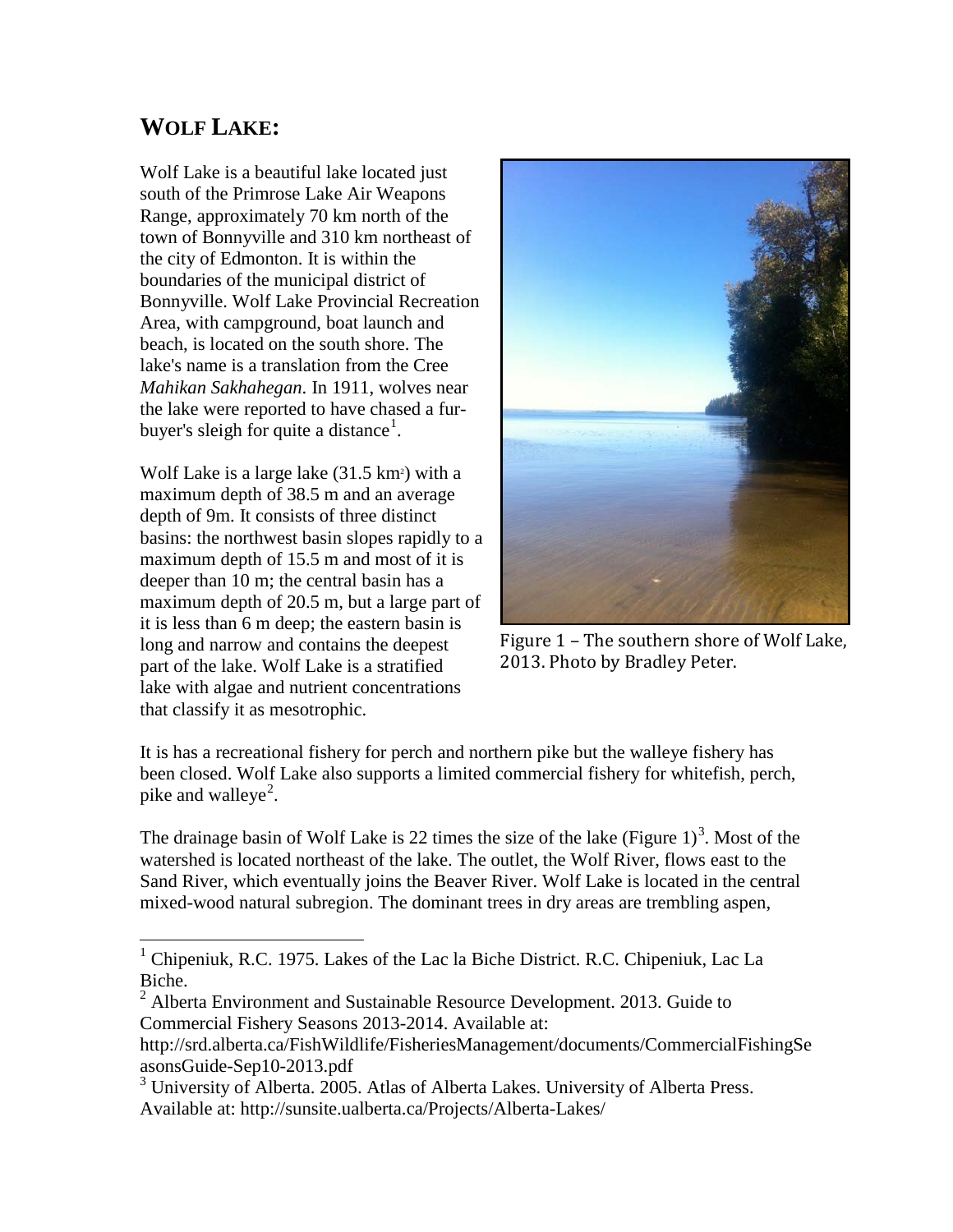## WOLF LAKE:

Wolf Lake is a beautiful lake located just south of the Primrose Lake Air Weapons Range, approximately 70 km north of the town of Bonnyville and 310 km northeast of the city of Edmonton. It is within the boundaries of the municipal district of Bonnyville. Wolf Lake Provincial Recreation Area, with campground, boat launch and beach, is located on the south shore. The lake's name is a translation from the Cree *Mahikan Sakhahegan*. In 1911, wolves near the lake were reported to have chased a fur-buyer's sleigh for quite a distance[1].

Wolf Lake is a large lake (31.5 km$^2$) with a maximum depth of 38.5 m and an average depth of 9m. It consists of three distinct basins: the northwest basin slopes rapidly to a maximum depth of 15.5 m and most of it is deeper than 10 m; the central basin has a maximum depth of 20.5 m, but a large part of it is less than 6 m deep; the eastern basin is long and narrow and contains the deepest part of the lake. Wolf Lake is a stratified lake with algae and nutrient concentrations that classify it as mesotrophic.

Figure 1 – The southern shore of Wolf Lake, 2013. Photo by Bradley Peter.

It is has a recreational fishery for perch and northern pike but the walleye fishery has been closed. Wolf Lake also supports a limited commercial fishery for whitefish, perch, pike and walleye[2].

The drainage basin of Wolf Lake is 22 times the size of the lake (Figure 1)[3]. Most of the watershed is located northeast of the lake. The outlet, the Wolf River, flows east to the Sand River, which eventually joins the Beaver River. Wolf Lake is located in the central mixed-wood natural subregion. The dominant trees in dry areas are trembling aspen,

---

[1] Chipeniuk, R.C. 1975. Lakes of the Lac la Biche District. R.C. Chipeniuk, Lac La Biche.

[2] Alberta Environment and Sustainable Resource Development. 2013. Guide to Commercial Fishery Seasons 2013-2014. Available at: http://srd.alberta.ca/FishWildlife/FisheriesManagement/documents/CommercialFishingSeasonsGuide-Sep10-2013.pdf

[3] University of Alberta. 2005. Atlas of Alberta Lakes. University of Alberta Press. Available at: http://sunsite.ualberta.ca/Projects/Alberta-Lakes/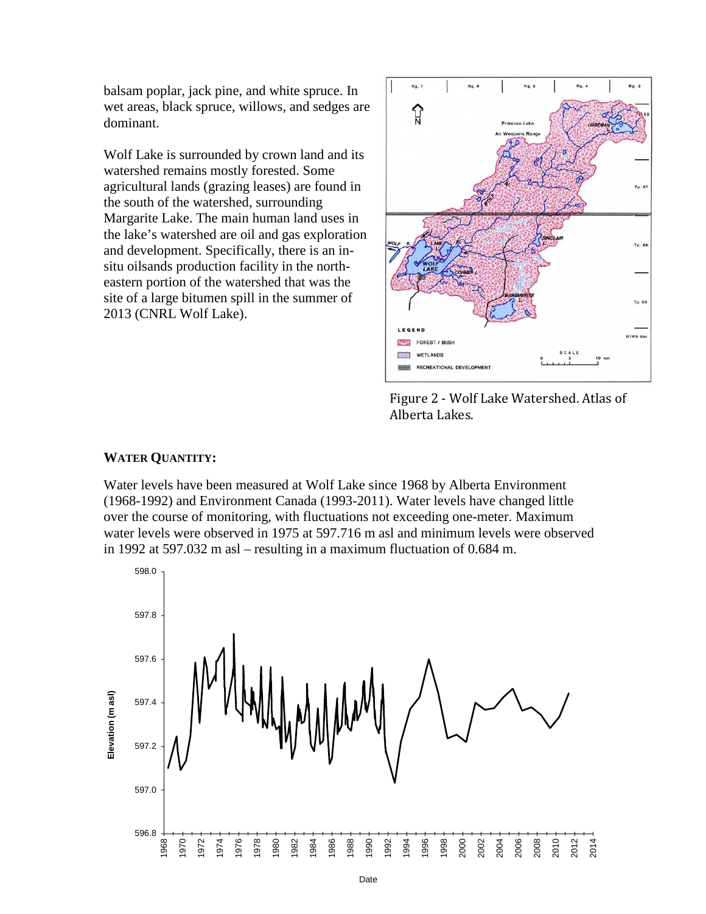balsam poplar, jack pine, and white spruce. In wet areas, black spruce, willows, and sedges are dominant.

Wolf Lake is surrounded by crown land and its watershed remains mostly forested. Some agricultural lands (grazing leases) are found in the south of the watershed, surrounding Margarite Lake. The main human land uses in the lake's watershed are oil and gas exploration and development. Specifically, there is an in-situ oilsands production facility in the north-eastern portion of the watershed that was the site of a large bitumen spill in the summer of 2013 (CNRL Wolf Lake).

Figure 2 - Wolf Lake Watershed. Atlas of Alberta Lakes.

### WATER QUANTITY:

Water levels have been measured at Wolf Lake since 1968 by Alberta Environment (1968-1992) and Environment Canada (1993-2011). Water levels have changed little over the course of monitoring, with fluctuations not exceeding one-meter. Maximum water levels were observed in 1975 at 597.716 m asl and minimum levels were observed in 1992 at 597.032 m asl – resulting in a maximum fluctuation of 0.684 m.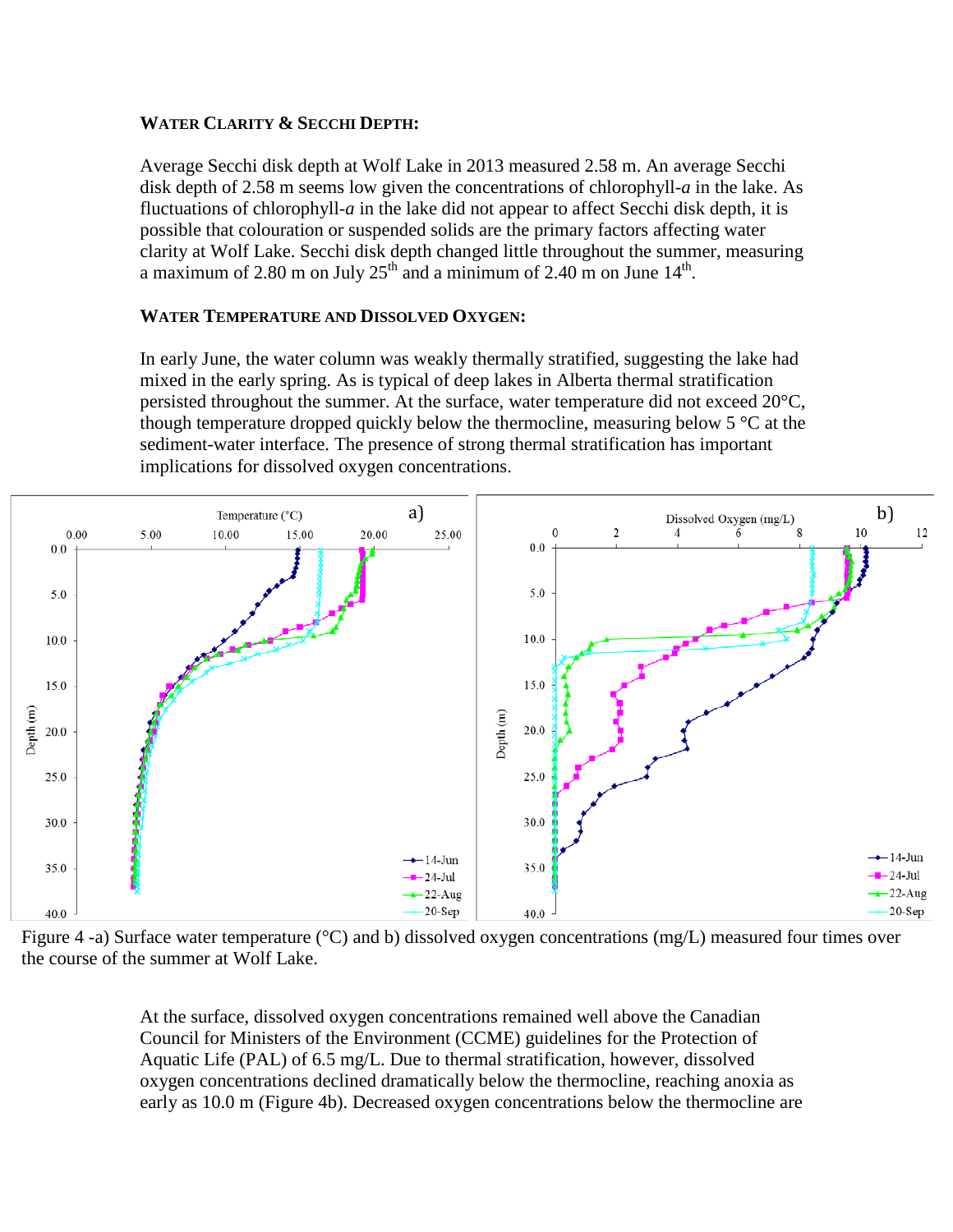### WATER CLARITY & SECCHI DEPTH:

Average Secchi disk depth at Wolf Lake in 2013 measured 2.58 m. An average Secchi disk depth of 2.58 m seems low given the concentrations of chlorophyll-*a* in the lake. As fluctuations of chlorophyll-*a* in the lake did not appear to affect Secchi disk depth, it is possible that colouration or suspended solids are the primary factors affecting water clarity at Wolf Lake. Secchi disk depth changed little throughout the summer, measuring a maximum of 2.80 m on July 25th and a minimum of 2.40 m on June 14th.

### WATER TEMPERATURE AND DISSOLVED OXYGEN:

In early June, the water column was weakly thermally stratified, suggesting the lake had mixed in the early spring. As is typical of deep lakes in Alberta thermal stratification persisted throughout the summer. At the surface, water temperature did not exceed 20°C, though temperature dropped quickly below the thermocline, measuring below 5 °C at the sediment-water interface. The presence of strong thermal stratification has important implications for dissolved oxygen concentrations.

Figure 4 -a) Surface water temperature (°C) and b) dissolved oxygen concentrations (mg/L) measured four times over the course of the summer at Wolf Lake.

At the surface, dissolved oxygen concentrations remained well above the Canadian Council for Ministers of the Environment (CCME) guidelines for the Protection of Aquatic Life (PAL) of 6.5 mg/L. Due to thermal stratification, however, dissolved oxygen concentrations declined dramatically below the thermocline, reaching anoxia as early as 10.0 m (Figure 4b). Decreased oxygen concentrations below the thermocline are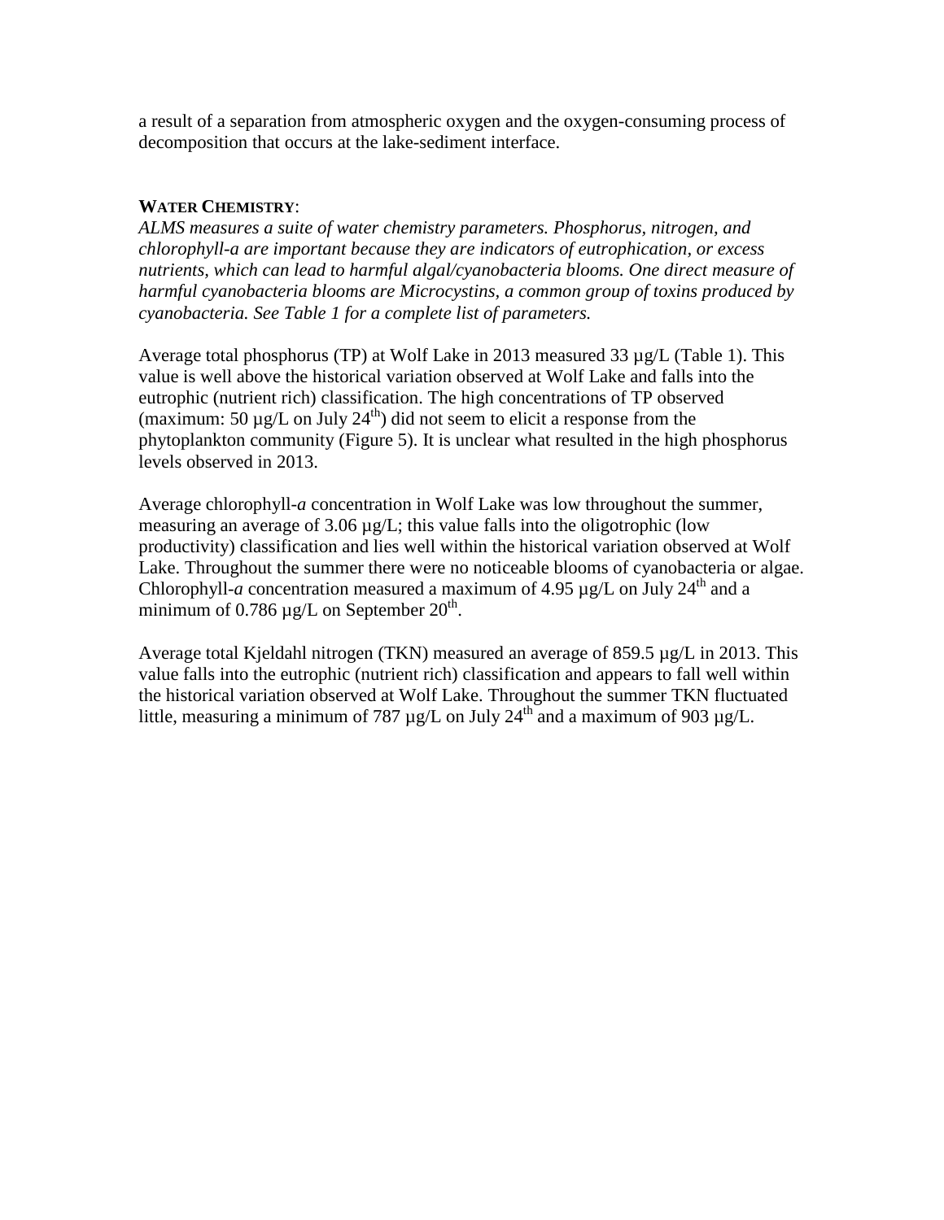a result of a separation from atmospheric oxygen and the oxygen-consuming process of decomposition that occurs at the lake-sediment interface.

**WATER CHEMISTRY**:

*ALMS measures a suite of water chemistry parameters. Phosphorus, nitrogen, and chlorophyll-a are important because they are indicators of eutrophication, or excess nutrients, which can lead to harmful algal/cyanobacteria blooms. One direct measure of harmful cyanobacteria blooms are Microcystins, a common group of toxins produced by cyanobacteria. See Table 1 for a complete list of parameters.*

Average total phosphorus (TP) at Wolf Lake in 2013 measured 33 µg/L (Table 1). This value is well above the historical variation observed at Wolf Lake and falls into the eutrophic (nutrient rich) classification. The high concentrations of TP observed (maximum: 50 µg/L on July 24th) did not seem to elicit a response from the phytoplankton community (Figure 5). It is unclear what resulted in the high phosphorus levels observed in 2013.

Average chlorophyll-*a* concentration in Wolf Lake was low throughout the summer, measuring an average of 3.06 µg/L; this value falls into the oligotrophic (low productivity) classification and lies well within the historical variation observed at Wolf Lake. Throughout the summer there were no noticeable blooms of cyanobacteria or algae. Chlorophyll-*a* concentration measured a maximum of 4.95 µg/L on July 24th and a minimum of 0.786 µg/L on September 20th.

Average total Kjeldahl nitrogen (TKN) measured an average of 859.5 µg/L in 2013. This value falls into the eutrophic (nutrient rich) classification and appears to fall well within the historical variation observed at Wolf Lake. Throughout the summer TKN fluctuated little, measuring a minimum of 787 µg/L on July 24th and a maximum of 903 µg/L.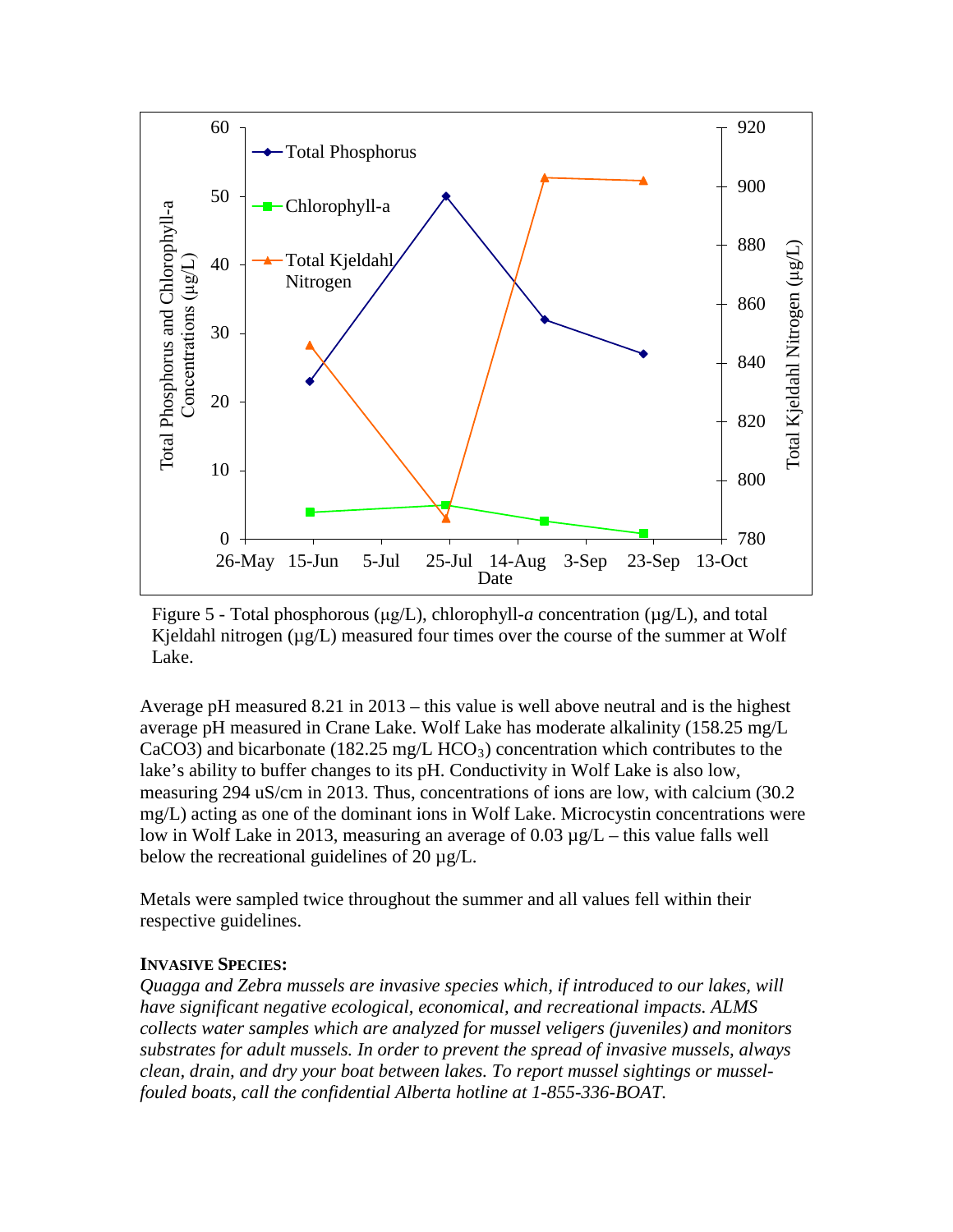Figure 5 - Total phosphorous (µg/L), chlorophyll-*a* concentration (µg/L), and total Kjeldahl nitrogen (µg/L) measured four times over the course of the summer at Wolf Lake.

Average pH measured 8.21 in 2013 – this value is well above neutral and is the highest average pH measured in Crane Lake. Wolf Lake has moderate alkalinity (158.25 mg/L CaCO3) and bicarbonate (182.25 mg/L $HCO_3$) concentration which contributes to the lake's ability to buffer changes to its pH. Conductivity in Wolf Lake is also low, measuring 294 uS/cm in 2013. Thus, concentrations of ions are low, with calcium (30.2 mg/L) acting as one of the dominant ions in Wolf Lake. Microcystin concentrations were low in Wolf Lake in 2013, measuring an average of 0.03 µg/L – this value falls well below the recreational guidelines of 20 µg/L.

Metals were sampled twice throughout the summer and all values fell within their respective guidelines.

**INVASIVE SPECIES:**

*Quagga and Zebra mussels are invasive species which, if introduced to our lakes, will have significant negative ecological, economical, and recreational impacts. ALMS collects water samples which are analyzed for mussel veligers (juveniles) and monitors substrates for adult mussels. In order to prevent the spread of invasive mussels, always clean, drain, and dry your boat between lakes. To report mussel sightings or mussel-fouled boats, call the confidential Alberta hotline at 1-855-336-BOAT.*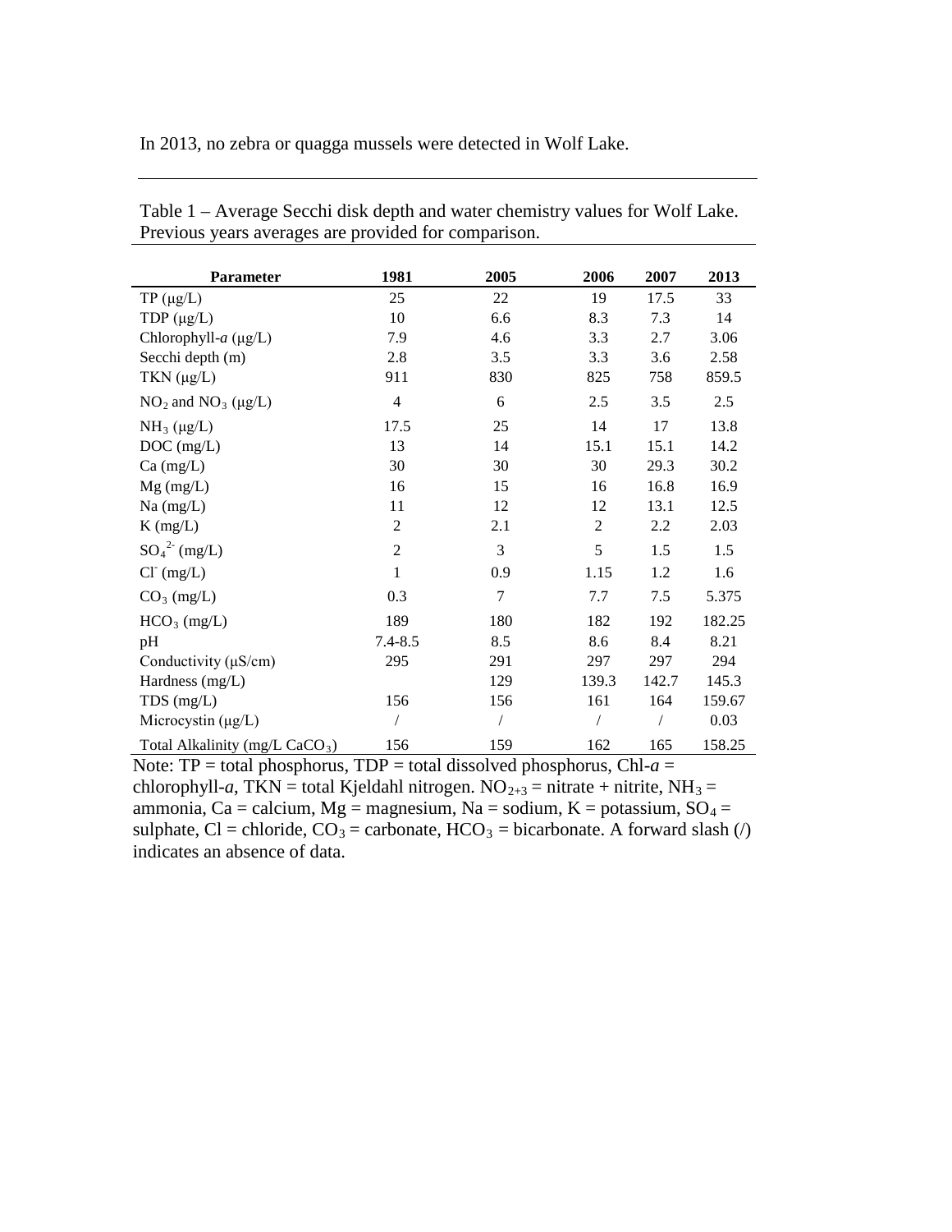In 2013, no zebra or quagga mussels were detected in Wolf Lake.

Table 1 – Average Secchi disk depth and water chemistry values for Wolf Lake. Previous years averages are provided for comparison.

| Parameter | 1981 | 2005 | 2006 | 2007 | 2013 |
|---|---|---|---|---|---|
| TP (μg/L) | 25 | 22 | 19 | 17.5 | 33 |
| TDP (μg/L) | 10 | 6.6 | 8.3 | 7.3 | 14 |
| Chlorophyll-*a* (μg/L) | 7.9 | 4.6 | 3.3 | 2.7 | 3.06 |
| Secchi depth (m) | 2.8 | 3.5 | 3.3 | 3.6 | 2.58 |
| TKN (μg/L) | 911 | 830 | 825 | 758 | 859.5 |
| $NO_2$ and $NO_3$ (μg/L) | 4 | 6 | 2.5 | 3.5 | 2.5 |
| $NH_3$ (μg/L) | 17.5 | 25 | 14 | 17 | 13.8 |
| DOC (mg/L) | 13 | 14 | 15.1 | 15.1 | 14.2 |
| Ca (mg/L) | 30 | 30 | 30 | 29.3 | 30.2 |
| Mg (mg/L) | 16 | 15 | 16 | 16.8 | 16.9 |
| Na (mg/L) | 11 | 12 | 12 | 13.1 | 12.5 |
| K (mg/L) | 2 | 2.1 | 2 | 2.2 | 2.03 |
| $SO_4^{2-}$ (mg/L) | 2 | 3 | 5 | 1.5 | 1.5 |
| $Cl^-$ (mg/L) | 1 | 0.9 | 1.15 | 1.2 | 1.6 |
| $CO_3$ (mg/L) | 0.3 | 7 | 7.7 | 7.5 | 5.375 |
| $HCO_3$ (mg/L) | 189 | 180 | 182 | 192 | 182.25 |
| pH | 7.4-8.5 | 8.5 | 8.6 | 8.4 | 8.21 |
| Conductivity (μS/cm) | 295 | 291 | 297 | 297 | 294 |
| Hardness (mg/L) | | 129 | 139.3 | 142.7 | 145.3 |
| TDS (mg/L) | 156 | 156 | 161 | 164 | 159.67 |
| Microcystin (μg/L) | / | / | / | / | 0.03 |
| Total Alkalinity (mg/L $CaCO_3$) | 156 | 159 | 162 | 165 | 158.25 |

Note: TP = total phosphorus, TDP = total dissolved phosphorus, Chl-*a* = chlorophyll-*a*, TKN = total Kjeldahl nitrogen. $NO_{2+3}$ = nitrate + nitrite, $NH_3$ = ammonia, Ca = calcium, Mg = magnesium, Na = sodium, K = potassium, $SO_4$ = sulphate, Cl = chloride, $CO_3$ = carbonate, $HCO_3$ = bicarbonate. A forward slash (/) indicates an absence of data.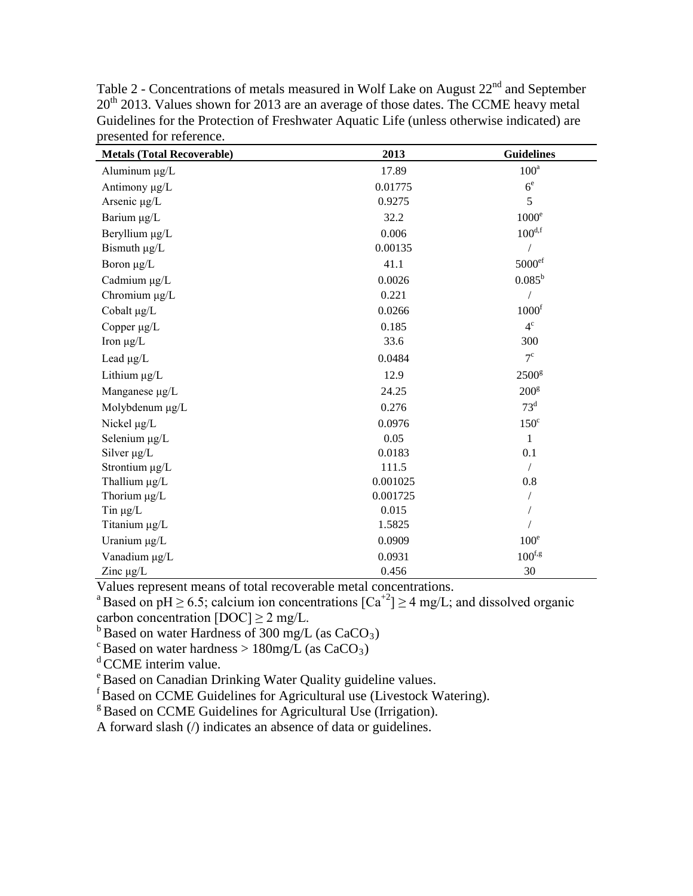Table 2 - Concentrations of metals measured in Wolf Lake on August 22[nd] and September 20[th] 2013. Values shown for 2013 are an average of those dates. The CCME heavy metal Guidelines for the Protection of Freshwater Aquatic Life (unless otherwise indicated) are presented for reference.

| Metals (Total Recoverable) | 2013 | Guidelines |
| --- | --- | --- |
| Aluminum μg/L | 17.89 | 100[a] |
| Antimony μg/L | 0.01775 | 6[e] |
| Arsenic μg/L | 0.9275 | 5 |
| Barium μg/L | 32.2 | 1000[e] |
| Beryllium μg/L | 0.006 | 100[d,f] |
| Bismuth μg/L | 0.00135 | / |
| Boron μg/L | 41.1 | 5000[ef] |
| Cadmium μg/L | 0.0026 | 0.085[b] |
| Chromium μg/L | 0.221 | / |
| Cobalt μg/L | 0.0266 | 1000[f] |
| Copper μg/L | 0.185 | 4[c] |
| Iron μg/L | 33.6 | 300 |
| Lead μg/L | 0.0484 | 7[c] |
| Lithium μg/L | 12.9 | 2500[g] |
| Manganese μg/L | 24.25 | 200[g] |
| Molybdenum μg/L | 0.276 | 73[d] |
| Nickel μg/L | 0.0976 | 150[c] |
| Selenium μg/L | 0.05 | 1 |
| Silver μg/L | 0.0183 | 0.1 |
| Strontium μg/L | 111.5 | / |
| Thallium μg/L | 0.001025 | 0.8 |
| Thorium μg/L | 0.001725 | / |
| Tin μg/L | 0.015 | / |
| Titanium μg/L | 1.5825 | / |
| Uranium μg/L | 0.0909 | 100[e] |
| Vanadium μg/L | 0.0931 | 100[f,g] |
| Zinc μg/L | 0.456 | 30 |

Values represent means of total recoverable metal concentrations.

[a] Based on pH $\geq 6.5$; calcium ion concentrations $[Ca^{+2}] \geq 4$ mg/L; and dissolved organic carbon concentration $[DOC] \geq 2$ mg/L.

[b] Based on water Hardness of 300 mg/L (as $CaCO_3$)

[c] Based on water hardness > 180mg/L (as $CaCO_3$)

[d] CCME interim value.

[e] Based on Canadian Drinking Water Quality guideline values.

[f] Based on CCME Guidelines for Agricultural use (Livestock Watering).

[g] Based on CCME Guidelines for Agricultural Use (Irrigation).

A forward slash (/) indicates an absence of data or guidelines.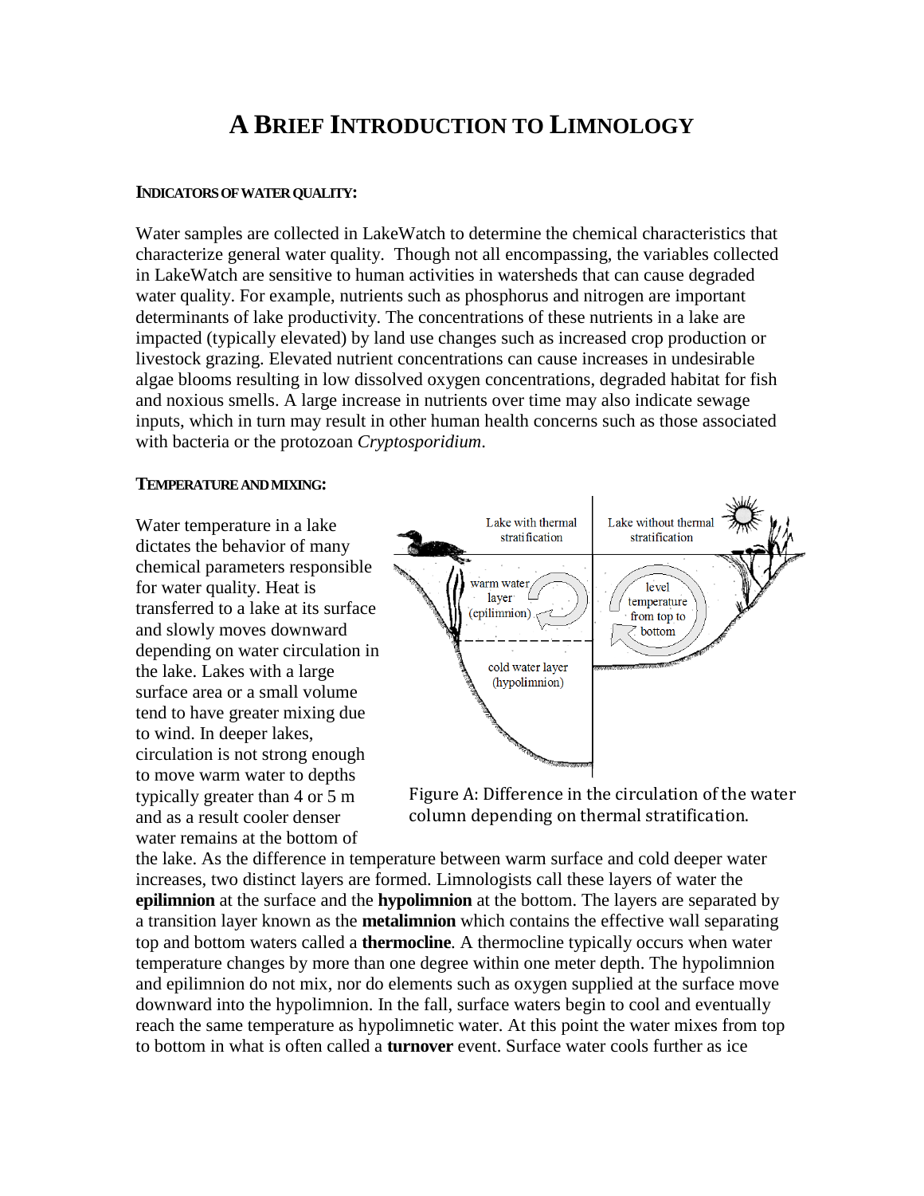# A Brief Introduction to Limnology

#### INDICATORS OF WATER QUALITY:

Water samples are collected in LakeWatch to determine the chemical characteristics that characterize general water quality. Though not all encompassing, the variables collected in LakeWatch are sensitive to human activities in watersheds that can cause degraded water quality. For example, nutrients such as phosphorus and nitrogen are important determinants of lake productivity. The concentrations of these nutrients in a lake are impacted (typically elevated) by land use changes such as increased crop production or livestock grazing. Elevated nutrient concentrations can cause increases in undesirable algae blooms resulting in low dissolved oxygen concentrations, degraded habitat for fish and noxious smells. A large increase in nutrients over time may also indicate sewage inputs, which in turn may result in other human health concerns such as those associated with bacteria or the protozoan *Cryptosporidium*.

#### TEMPERATURE AND MIXING:

Water temperature in a lake dictates the behavior of many chemical parameters responsible for water quality. Heat is transferred to a lake at its surface and slowly moves downward depending on water circulation in the lake. Lakes with a large surface area or a small volume tend to have greater mixing due to wind. In deeper lakes, circulation is not strong enough to move warm water to depths typically greater than 4 or 5 m and as a result cooler denser water remains at the bottom of the lake. As the difference in temperature between warm surface and cold deeper water increases, two distinct layers are formed. Limnologists call these layers of water the **epilimnion** at the surface and the **hypolimnion** at the bottom. The layers are separated by a transition layer known as the **metalimnion** which contains the effective wall separating top and bottom waters called a **thermocline**. A thermocline typically occurs when water temperature changes by more than one degree within one meter depth. The hypolimnion and epilimnion do not mix, nor do elements such as oxygen supplied at the surface move downward into the hypolimnion. In the fall, surface waters begin to cool and eventually reach the same temperature as hypolimnetic water. At this point the water mixes from top to bottom in what is often called a **turnover** event. Surface water cools further as ice

Figure A: Difference in the circulation of the water column depending on thermal stratification.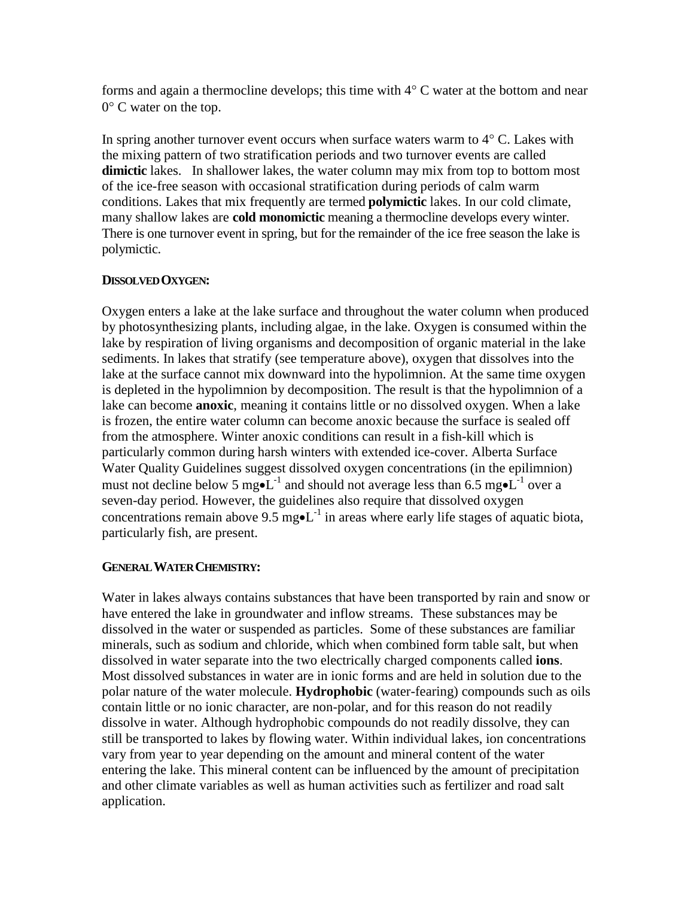forms and again a thermocline develops; this time with 4° C water at the bottom and near 0° C water on the top.

In spring another turnover event occurs when surface waters warm to 4° C. Lakes with the mixing pattern of two stratification periods and two turnover events are called **dimictic** lakes. In shallower lakes, the water column may mix from top to bottom most of the ice-free season with occasional stratification during periods of calm warm conditions. Lakes that mix frequently are termed **polymictic** lakes. In our cold climate, many shallow lakes are **cold monomictic** meaning a thermocline develops every winter. There is one turnover event in spring, but for the remainder of the ice free season the lake is polymictic.

### DISSOLVED OXYGEN:

Oxygen enters a lake at the lake surface and throughout the water column when produced by photosynthesizing plants, including algae, in the lake. Oxygen is consumed within the lake by respiration of living organisms and decomposition of organic material in the lake sediments. In lakes that stratify (see temperature above), oxygen that dissolves into the lake at the surface cannot mix downward into the hypolimnion. At the same time oxygen is depleted in the hypolimnion by decomposition. The result is that the hypolimnion of a lake can become **anoxic**, meaning it contains little or no dissolved oxygen. When a lake is frozen, the entire water column can become anoxic because the surface is sealed off from the atmosphere. Winter anoxic conditions can result in a fish-kill which is particularly common during harsh winters with extended ice-cover. Alberta Surface Water Quality Guidelines suggest dissolved oxygen concentrations (in the epilimnion) must not decline below 5 $mg \bullet L^{-1}$ and should not average less than 6.5 $mg \bullet L^{-1}$ over a seven-day period. However, the guidelines also require that dissolved oxygen concentrations remain above 9.5 $mg \bullet L^{-1}$ in areas where early life stages of aquatic biota, particularly fish, are present.

### GENERAL WATER CHEMISTRY:

Water in lakes always contains substances that have been transported by rain and snow or have entered the lake in groundwater and inflow streams. These substances may be dissolved in the water or suspended as particles. Some of these substances are familiar minerals, such as sodium and chloride, which when combined form table salt, but when dissolved in water separate into the two electrically charged components called **ions**. Most dissolved substances in water are in ionic forms and are held in solution due to the polar nature of the water molecule. **Hydrophobic** (water-fearing) compounds such as oils contain little or no ionic character, are non-polar, and for this reason do not readily dissolve in water. Although hydrophobic compounds do not readily dissolve, they can still be transported to lakes by flowing water. Within individual lakes, ion concentrations vary from year to year depending on the amount and mineral content of the water entering the lake. This mineral content can be influenced by the amount of precipitation and other climate variables as well as human activities such as fertilizer and road salt application.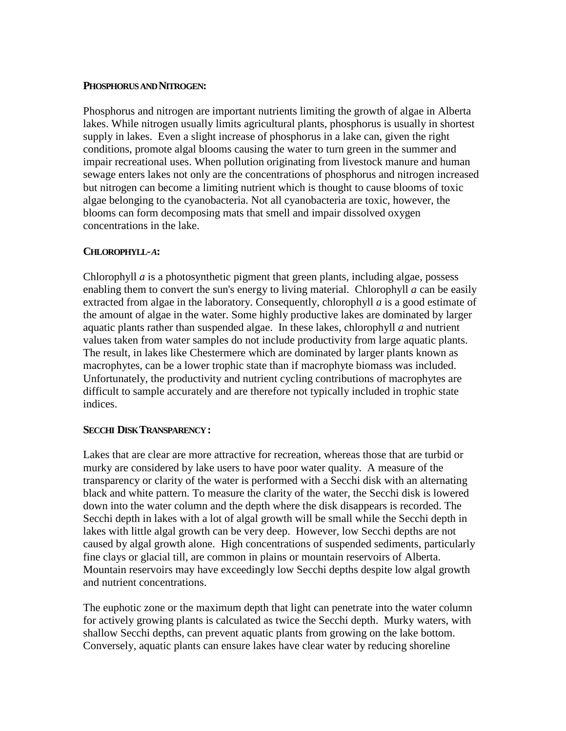### Phosphorus and Nitrogen:

Phosphorus and nitrogen are important nutrients limiting the growth of algae in Alberta lakes. While nitrogen usually limits agricultural plants, phosphorus is usually in shortest supply in lakes. Even a slight increase of phosphorus in a lake can, given the right conditions, promote algal blooms causing the water to turn green in the summer and impair recreational uses. When pollution originating from livestock manure and human sewage enters lakes not only are the concentrations of phosphorus and nitrogen increased but nitrogen can become a limiting nutrient which is thought to cause blooms of toxic algae belonging to the cyanobacteria. Not all cyanobacteria are toxic, however, the blooms can form decomposing mats that smell and impair dissolved oxygen concentrations in the lake.

### Chlorophyll-*a*:

Chlorophyll *a* is a photosynthetic pigment that green plants, including algae, possess enabling them to convert the sun's energy to living material. Chlorophyll *a* can be easily extracted from algae in the laboratory. Consequently, chlorophyll *a* is a good estimate of the amount of algae in the water. Some highly productive lakes are dominated by larger aquatic plants rather than suspended algae. In these lakes, chlorophyll *a* and nutrient values taken from water samples do not include productivity from large aquatic plants. The result, in lakes like Chestermere which are dominated by larger plants known as macrophytes, can be a lower trophic state than if macrophyte biomass was included. Unfortunately, the productivity and nutrient cycling contributions of macrophytes are difficult to sample accurately and are therefore not typically included in trophic state indices.

### Secchi Disk Transparency:

Lakes that are clear are more attractive for recreation, whereas those that are turbid or murky are considered by lake users to have poor water quality. A measure of the transparency or clarity of the water is performed with a Secchi disk with an alternating black and white pattern. To measure the clarity of the water, the Secchi disk is lowered down into the water column and the depth where the disk disappears is recorded. The Secchi depth in lakes with a lot of algal growth will be small while the Secchi depth in lakes with little algal growth can be very deep. However, low Secchi depths are not caused by algal growth alone. High concentrations of suspended sediments, particularly fine clays or glacial till, are common in plains or mountain reservoirs of Alberta. Mountain reservoirs may have exceedingly low Secchi depths despite low algal growth and nutrient concentrations.

The euphotic zone or the maximum depth that light can penetrate into the water column for actively growing plants is calculated as twice the Secchi depth. Murky waters, with shallow Secchi depths, can prevent aquatic plants from growing on the lake bottom. Conversely, aquatic plants can ensure lakes have clear water by reducing shoreline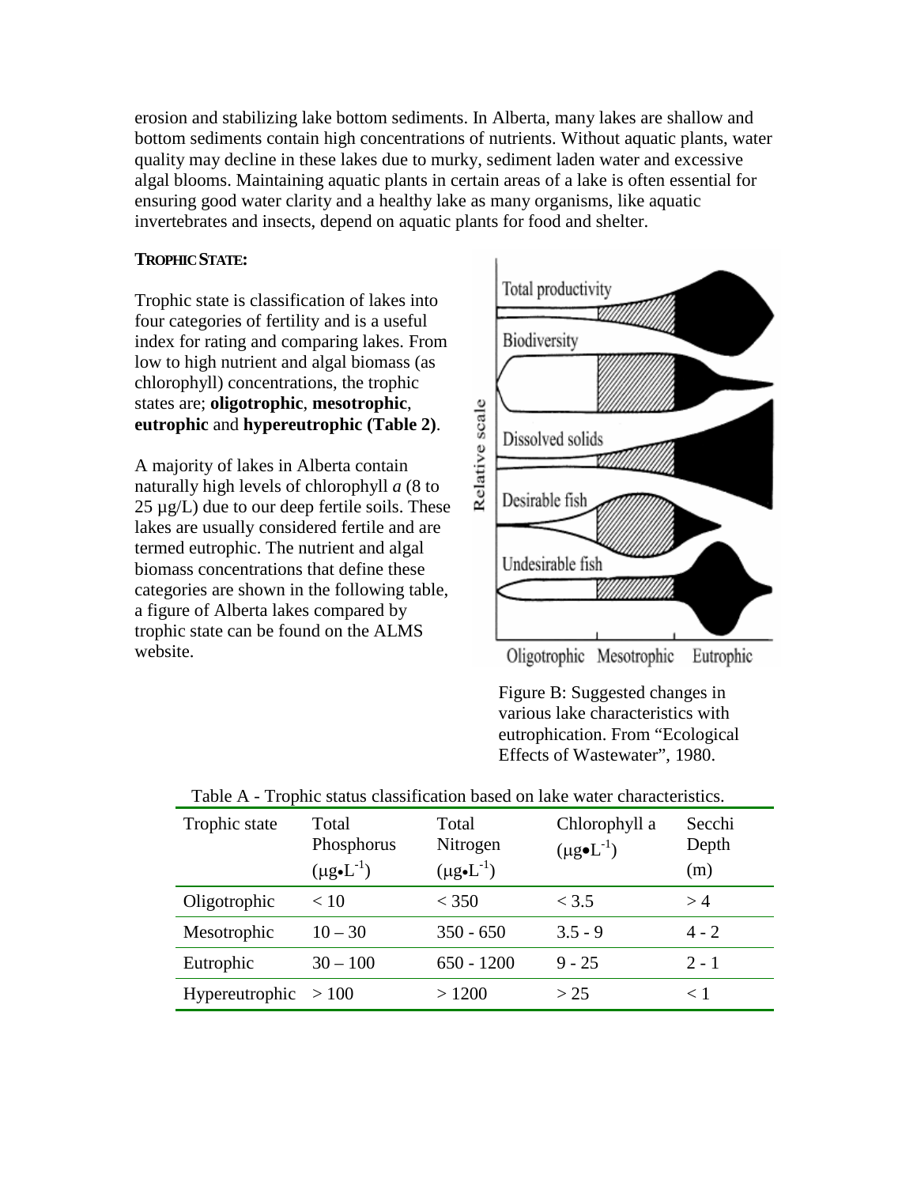erosion and stabilizing lake bottom sediments. In Alberta, many lakes are shallow and bottom sediments contain high concentrations of nutrients. Without aquatic plants, water quality may decline in these lakes due to murky, sediment laden water and excessive algal blooms. Maintaining aquatic plants in certain areas of a lake is often essential for ensuring good water clarity and a healthy lake as many organisms, like aquatic invertebrates and insects, depend on aquatic plants for food and shelter.

**TROPHIC STATE:**

Trophic state is classification of lakes into four categories of fertility and is a useful index for rating and comparing lakes. From low to high nutrient and algal biomass (as chlorophyll) concentrations, the trophic states are; **oligotrophic**, **mesotrophic**, **eutrophic** and **hypereutrophic (Table 2)**.

A majority of lakes in Alberta contain naturally high levels of chlorophyll *a* (8 to 25 µg/L) due to our deep fertile soils. These lakes are usually considered fertile and are termed eutrophic. The nutrient and algal biomass concentrations that define these categories are shown in the following table, a figure of Alberta lakes compared by trophic state can be found on the ALMS website.

Total productivity
Biodiversity
Dissolved solids
Desirable fish
Undesirable fish
Relative scale
Oligotrophic Mesotrophic Eutrophic

Figure B: Suggested changes in various lake characteristics with eutrophication. From "Ecological Effects of Wastewater", 1980.

Table A - Trophic status classification based on lake water characteristics.

| Trophic state | Total Phosphorus ($\mu g \bullet L^{-1}$) | Total Nitrogen ($\mu g \bullet L^{-1}$) | Chlorophyll a ($\mu g \bullet L^{-1}$) | Secchi Depth (m) |
|---|---|---|---|---|
| Oligotrophic | < 10 | < 350 | < 3.5 | > 4 |
| Mesotrophic | 10 – 30 | 350 - 650 | 3.5 - 9 | 4 - 2 |
| Eutrophic | 30 – 100 | 650 - 1200 | 9 - 25 | 2 - 1 |
| Hypereutrophic | > 100 | > 1200 | > 25 | < 1 |